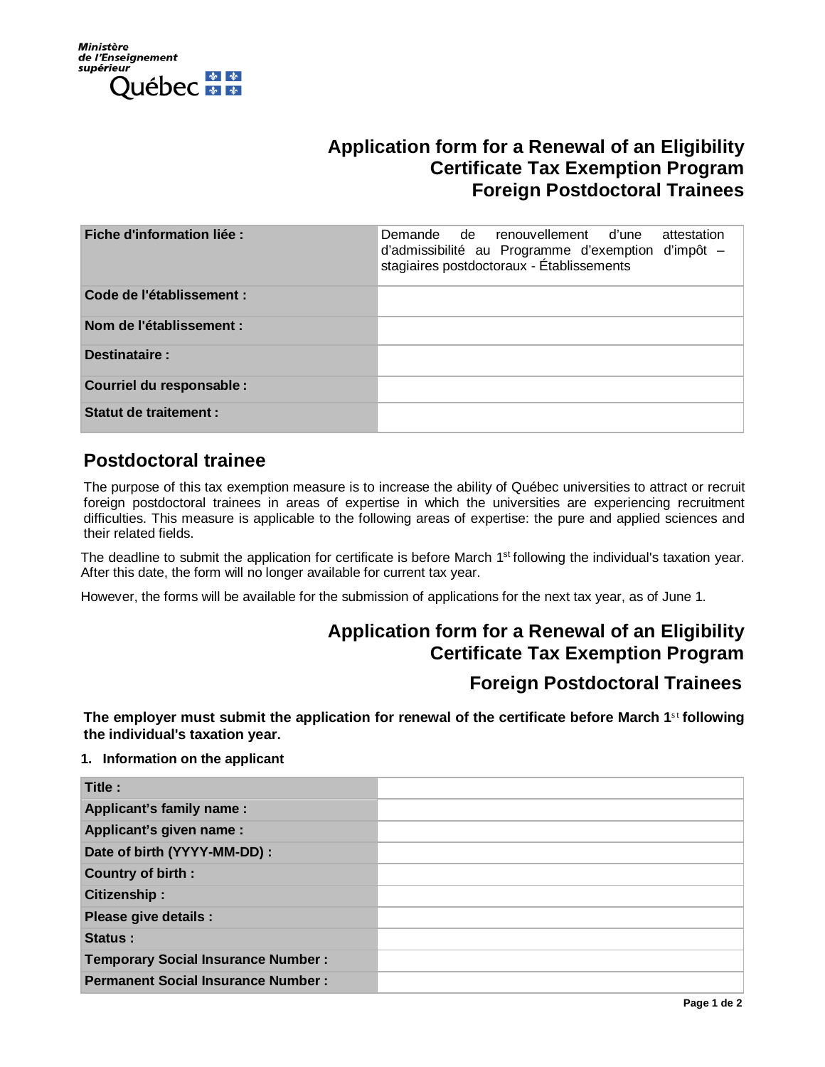Ministère
de l'Enseignement
supérieur
Québec

# Application form for a Renewal of an Eligibility Certificate Tax Exemption Program Foreign Postdoctoral Trainees

| | |
|---|---|
| **Fiche d'information liée :** | Demande de renouvellement d'une attestation d'admissibilité au Programme d'exemption d'impôt – stagiaires postdoctoraux - Établissements |
| **Code de l'établissement :** | |
| **Nom de l'établissement :** | |
| **Destinataire :** | |
| **Courriel du responsable :** | |
| **Statut de traitement :** | |

## Postdoctoral trainee

The purpose of this tax exemption measure is to increase the ability of Québec universities to attract or recruit foreign postdoctoral trainees in areas of expertise in which the universities are experiencing recruitment difficulties. This measure is applicable to the following areas of expertise: the pure and applied sciences and their related fields.

The deadline to submit the application for certificate is before March 1st following the individual's taxation year. After this date, the form will no longer available for current tax year.

However, the forms will be available for the submission of applications for the next tax year, as of June 1.

## Application form for a Renewal of an Eligibility Certificate Tax Exemption Program

## Foreign Postdoctoral Trainees

**The employer must submit the application for renewal of the certificate before March 1st following the individual's taxation year.**

**1. Information on the applicant**

| | |
|---|---|
| **Title :** | |
| **Applicant's family name :** | |
| **Applicant's given name :** | |
| **Date of birth (YYYY-MM-DD) :** | |
| **Country of birth :** | |
| **Citizenship :** | |
| **Please give details :** | |
| **Status :** | |
| **Temporary Social Insurance Number :** | |
| **Permanent Social Insurance Number :** | |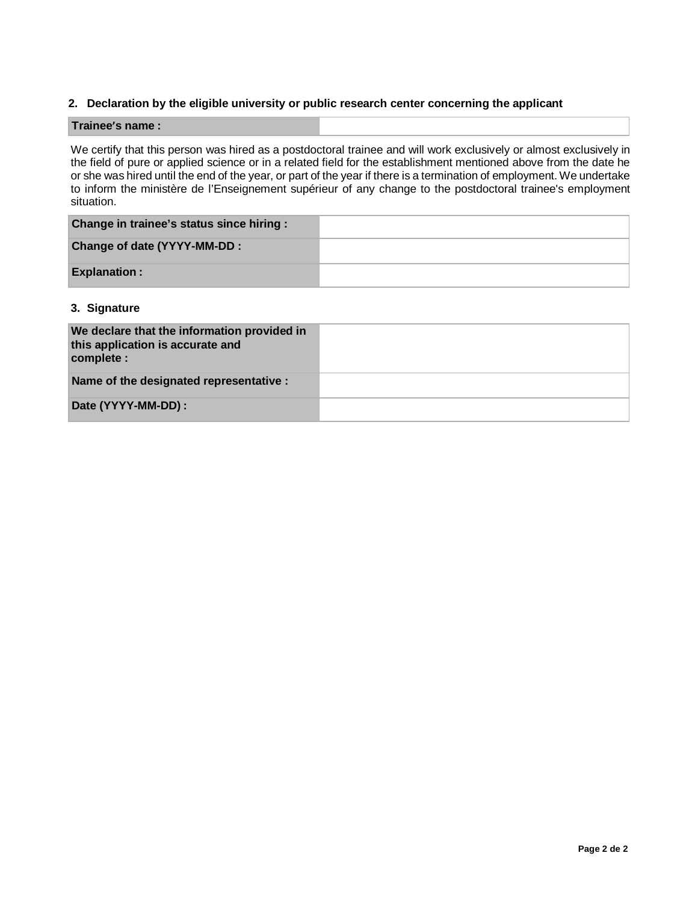## 2. Declaration by the eligible university or public research center concerning the applicant

| | |
|---|---|
| **Trainee's name :** | |

We certify that this person was hired as a postdoctoral trainee and will work exclusively or almost exclusively in the field of pure or applied science or in a related field for the establishment mentioned above from the date he or she was hired until the end of the year, or part of the year if there is a termination of employment. We undertake to inform the ministère de l'Enseignement supérieur of any change to the postdoctoral trainee's employment situation.

| | |
|---|---|
| **Change in trainee's status since hiring :** | |
| **Change of date (YYYY-MM-DD :** | |
| **Explanation :** | |

## 3. Signature

| | |
|---|---|
| **We declare that the information provided in this application is accurate and complete :** | |
| **Name of the designated representative :** | |
| **Date (YYYY-MM-DD) :** | |